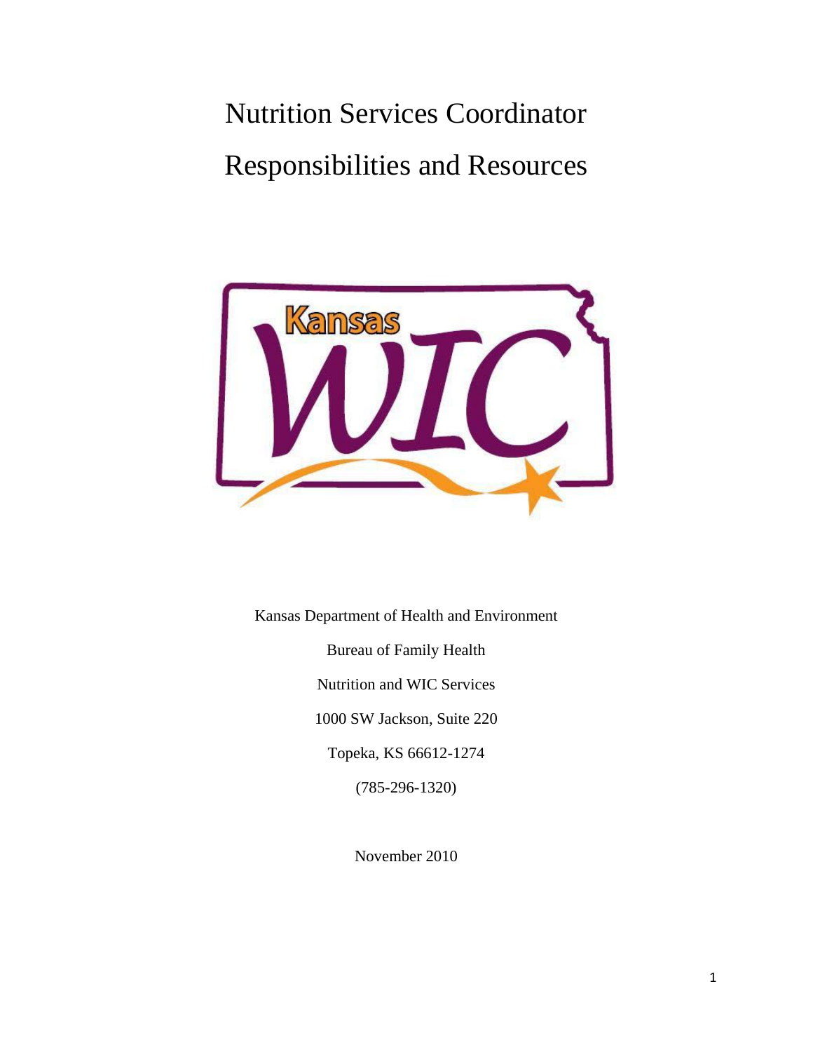# Nutrition Services Coordinator Responsibilities and Resources

Kansas Department of Health and Environment

Bureau of Family Health

Nutrition and WIC Services

1000 SW Jackson, Suite 220

Topeka, KS 66612-1274

(785-296-1320)

November 2010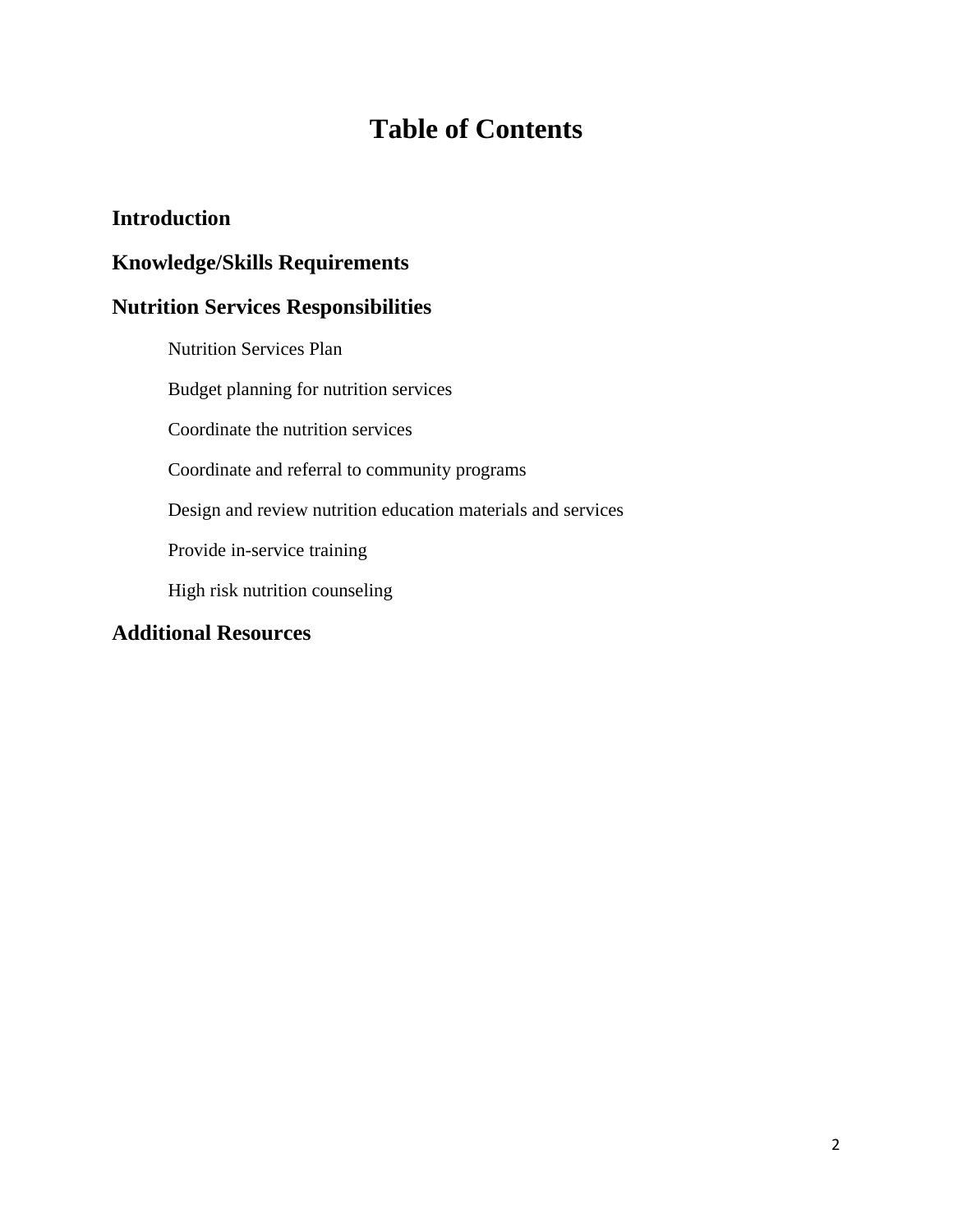# Table of Contents

## Introduction

## Knowledge/Skills Requirements

## Nutrition Services Responsibilities

- Nutrition Services Plan
- Budget planning for nutrition services
- Coordinate the nutrition services
- Coordinate and referral to community programs
- Design and review nutrition education materials and services
- Provide in-service training
- High risk nutrition counseling

## Additional Resources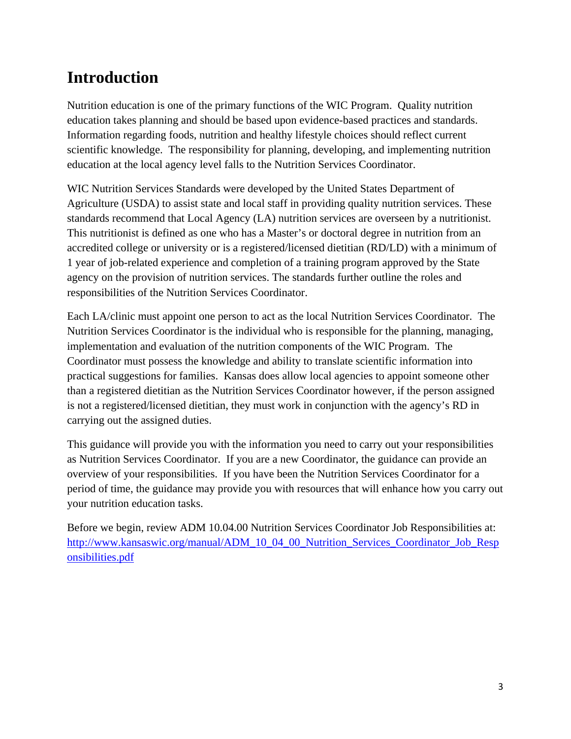# Introduction

Nutrition education is one of the primary functions of the WIC Program. Quality nutrition education takes planning and should be based upon evidence-based practices and standards. Information regarding foods, nutrition and healthy lifestyle choices should reflect current scientific knowledge. The responsibility for planning, developing, and implementing nutrition education at the local agency level falls to the Nutrition Services Coordinator.

WIC Nutrition Services Standards were developed by the United States Department of Agriculture (USDA) to assist state and local staff in providing quality nutrition services. These standards recommend that Local Agency (LA) nutrition services are overseen by a nutritionist. This nutritionist is defined as one who has a Master's or doctoral degree in nutrition from an accredited college or university or is a registered/licensed dietitian (RD/LD) with a minimum of 1 year of job-related experience and completion of a training program approved by the State agency on the provision of nutrition services. The standards further outline the roles and responsibilities of the Nutrition Services Coordinator.

Each LA/clinic must appoint one person to act as the local Nutrition Services Coordinator. The Nutrition Services Coordinator is the individual who is responsible for the planning, managing, implementation and evaluation of the nutrition components of the WIC Program. The Coordinator must possess the knowledge and ability to translate scientific information into practical suggestions for families. Kansas does allow local agencies to appoint someone other than a registered dietitian as the Nutrition Services Coordinator however, if the person assigned is not a registered/licensed dietitian, they must work in conjunction with the agency's RD in carrying out the assigned duties.

This guidance will provide you with the information you need to carry out your responsibilities as Nutrition Services Coordinator. If you are a new Coordinator, the guidance can provide an overview of your responsibilities. If you have been the Nutrition Services Coordinator for a period of time, the guidance may provide you with resources that will enhance how you carry out your nutrition education tasks.

Before we begin, review ADM 10.04.00 Nutrition Services Coordinator Job Responsibilities at: http://www.kansaswic.org/manual/ADM_10_04_00_Nutrition_Services_Coordinator_Job_Responsibilities.pdf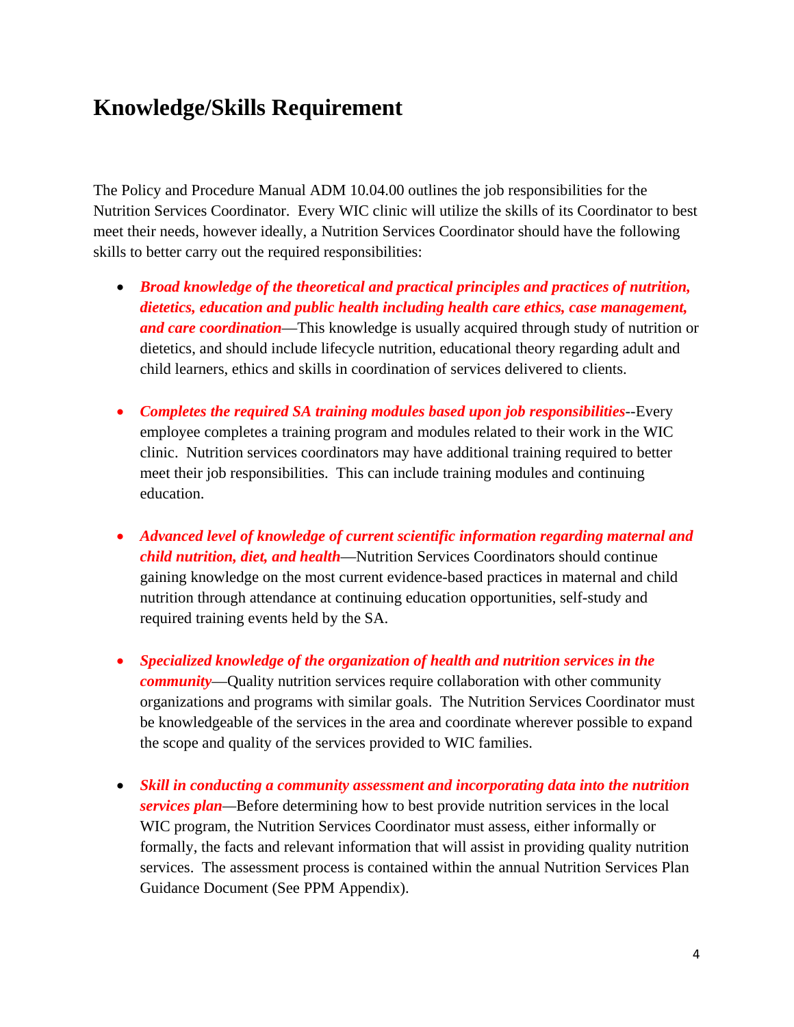# Knowledge/Skills Requirement

The Policy and Procedure Manual ADM 10.04.00 outlines the job responsibilities for the Nutrition Services Coordinator. Every WIC clinic will utilize the skills of its Coordinator to best meet their needs, however ideally, a Nutrition Services Coordinator should have the following skills to better carry out the required responsibilities:

- ***Broad knowledge of the theoretical and practical principles and practices of nutrition, dietetics, education and public health including health care ethics, case management, and care coordination***—This knowledge is usually acquired through study of nutrition or dietetics, and should include lifecycle nutrition, educational theory regarding adult and child learners, ethics and skills in coordination of services delivered to clients.

- ***Completes the required SA training modules based upon job responsibilities***--Every employee completes a training program and modules related to their work in the WIC clinic. Nutrition services coordinators may have additional training required to better meet their job responsibilities. This can include training modules and continuing education.

- ***Advanced level of knowledge of current scientific information regarding maternal and child nutrition, diet, and health***—Nutrition Services Coordinators should continue gaining knowledge on the most current evidence-based practices in maternal and child nutrition through attendance at continuing education opportunities, self-study and required training events held by the SA.

- ***Specialized knowledge of the organization of health and nutrition services in the community***—Quality nutrition services require collaboration with other community organizations and programs with similar goals. The Nutrition Services Coordinator must be knowledgeable of the services in the area and coordinate wherever possible to expand the scope and quality of the services provided to WIC families.

- ***Skill in conducting a community assessment and incorporating data into the nutrition services plan***—Before determining how to best provide nutrition services in the local WIC program, the Nutrition Services Coordinator must assess, either informally or formally, the facts and relevant information that will assist in providing quality nutrition services. The assessment process is contained within the annual Nutrition Services Plan Guidance Document (See PPM Appendix).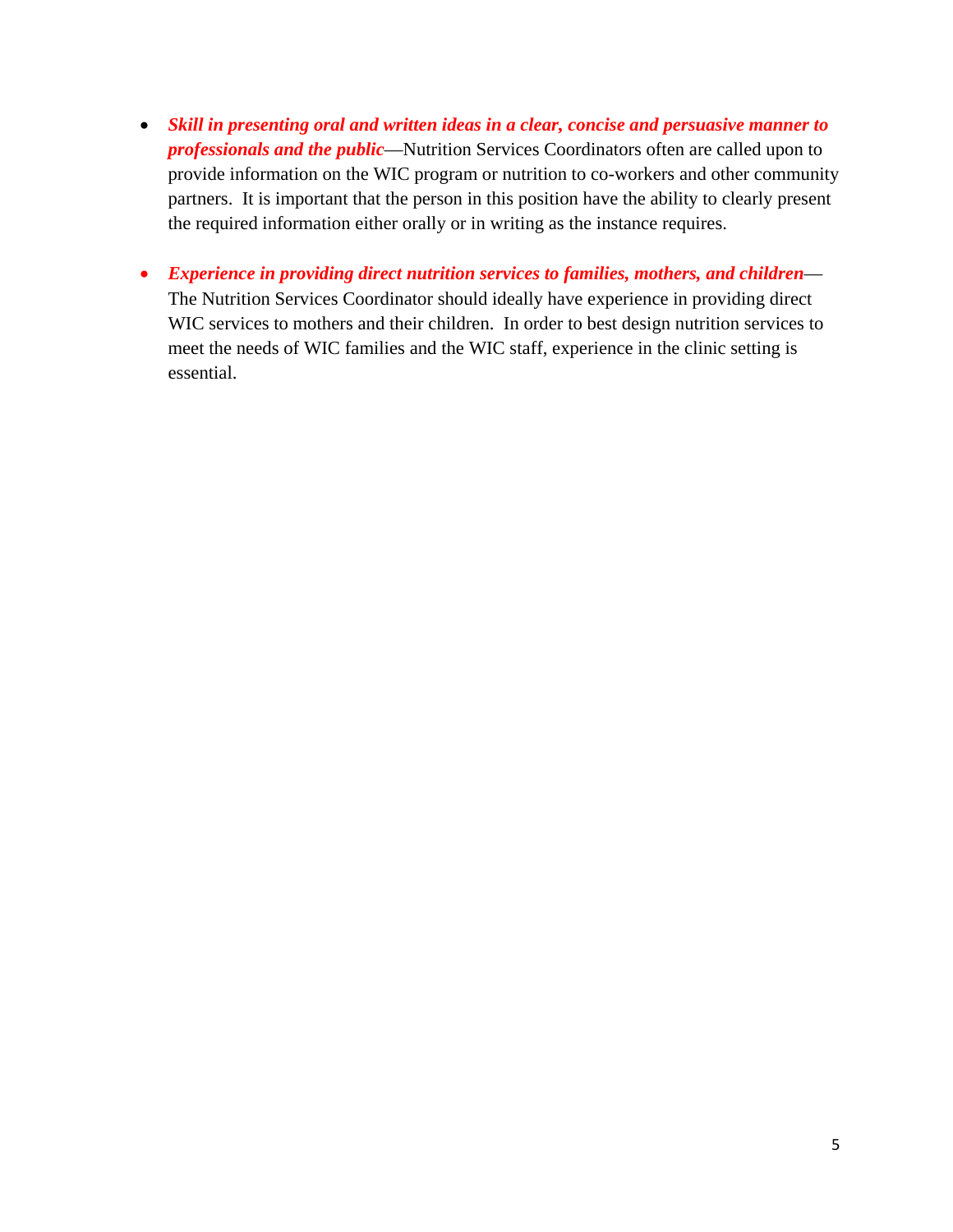- ***Skill in presenting oral and written ideas in a clear, concise and persuasive manner to professionals and the public***—Nutrition Services Coordinators often are called upon to provide information on the WIC program or nutrition to co-workers and other community partners. It is important that the person in this position have the ability to clearly present the required information either orally or in writing as the instance requires.

- ***Experience in providing direct nutrition services to families, mothers, and children***—The Nutrition Services Coordinator should ideally have experience in providing direct WIC services to mothers and their children. In order to best design nutrition services to meet the needs of WIC families and the WIC staff, experience in the clinic setting is essential.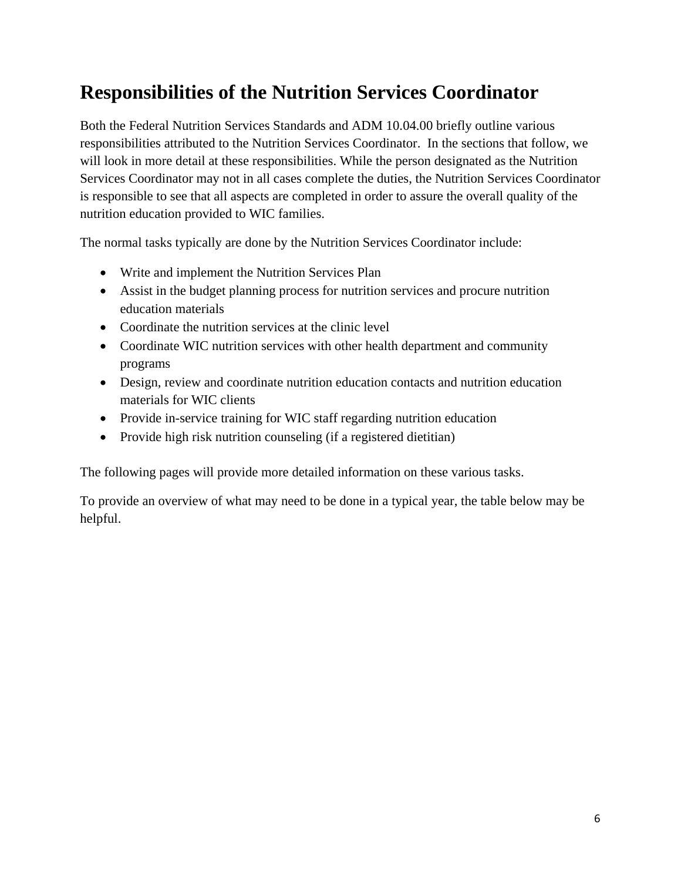# Responsibilities of the Nutrition Services Coordinator

Both the Federal Nutrition Services Standards and ADM 10.04.00 briefly outline various responsibilities attributed to the Nutrition Services Coordinator. In the sections that follow, we will look in more detail at these responsibilities. While the person designated as the Nutrition Services Coordinator may not in all cases complete the duties, the Nutrition Services Coordinator is responsible to see that all aspects are completed in order to assure the overall quality of the nutrition education provided to WIC families.

The normal tasks typically are done by the Nutrition Services Coordinator include:

- Write and implement the Nutrition Services Plan
- Assist in the budget planning process for nutrition services and procure nutrition education materials
- Coordinate the nutrition services at the clinic level
- Coordinate WIC nutrition services with other health department and community programs
- Design, review and coordinate nutrition education contacts and nutrition education materials for WIC clients
- Provide in-service training for WIC staff regarding nutrition education
- Provide high risk nutrition counseling (if a registered dietitian)

The following pages will provide more detailed information on these various tasks.

To provide an overview of what may need to be done in a typical year, the table below may be helpful.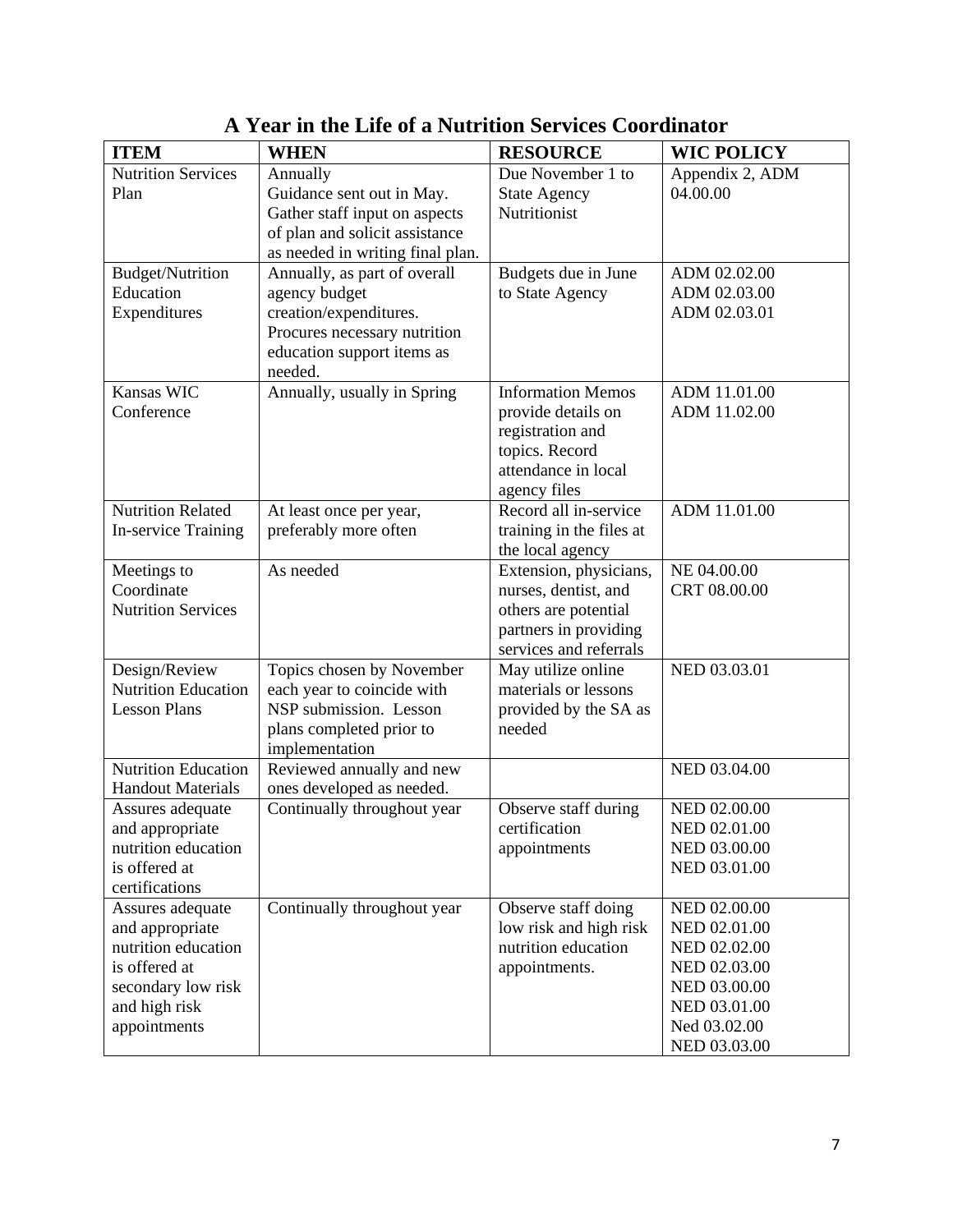# A Year in the Life of a Nutrition Services Coordinator

| ITEM | WHEN | RESOURCE | WIC POLICY |
|---|---|---|---|
| Nutrition Services Plan | Annually<br>Guidance sent out in May. Gather staff input on aspects of plan and solicit assistance as needed in writing final plan. | Due November 1 to State Agency Nutritionist | Appendix 2, ADM 04.00.00 |
| Budget/Nutrition Education Expenditures | Annually, as part of overall agency budget creation/expenditures. Procures necessary nutrition education support items as needed. | Budgets due in June to State Agency | ADM 02.02.00<br>ADM 02.03.00<br>ADM 02.03.01 |
| Kansas WIC Conference | Annually, usually in Spring | Information Memos provide details on registration and topics. Record attendance in local agency files | ADM 11.01.00<br>ADM 11.02.00 |
| Nutrition Related In-service Training | At least once per year, preferably more often | Record all in-service training in the files at the local agency | ADM 11.01.00 |
| Meetings to Coordinate Nutrition Services | As needed | Extension, physicians, nurses, dentist, and others are potential partners in providing services and referrals | NE 04.00.00<br>CRT 08.00.00 |
| Design/Review Nutrition Education Lesson Plans | Topics chosen by November each year to coincide with NSP submission. Lesson plans completed prior to implementation | May utilize online materials or lessons provided by the SA as needed | NED 03.03.01 |
| Nutrition Education Handout Materials | Reviewed annually and new ones developed as needed. | | NED 03.04.00 |
| Assures adequate and appropriate nutrition education is offered at certifications | Continually throughout year | Observe staff during certification appointments | NED 02.00.00<br>NED 02.01.00<br>NED 03.00.00<br>NED 03.01.00 |
| Assures adequate and appropriate nutrition education is offered at secondary low risk and high risk appointments | Continually throughout year | Observe staff doing low risk and high risk nutrition education appointments. | NED 02.00.00<br>NED 02.01.00<br>NED 02.02.00<br>NED 02.03.00<br>NED 03.00.00<br>NED 03.01.00<br>Ned 03.02.00<br>NED 03.03.00 |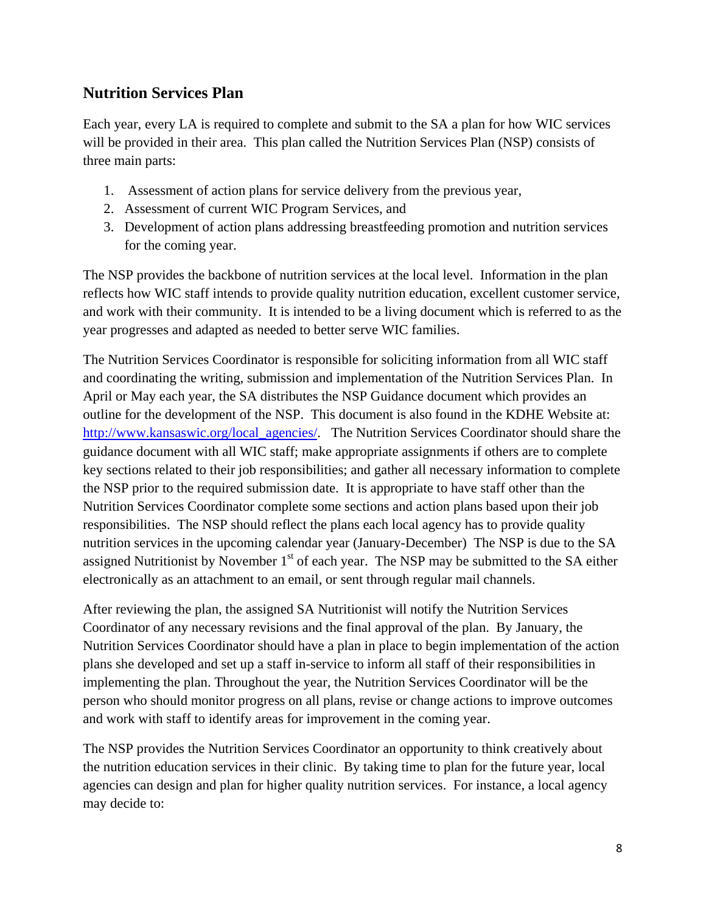## Nutrition Services Plan

Each year, every LA is required to complete and submit to the SA a plan for how WIC services will be provided in their area. This plan called the Nutrition Services Plan (NSP) consists of three main parts:

1. Assessment of action plans for service delivery from the previous year,
2. Assessment of current WIC Program Services, and
3. Development of action plans addressing breastfeeding promotion and nutrition services for the coming year.

The NSP provides the backbone of nutrition services at the local level. Information in the plan reflects how WIC staff intends to provide quality nutrition education, excellent customer service, and work with their community. It is intended to be a living document which is referred to as the year progresses and adapted as needed to better serve WIC families.

The Nutrition Services Coordinator is responsible for soliciting information from all WIC staff and coordinating the writing, submission and implementation of the Nutrition Services Plan. In April or May each year, the SA distributes the NSP Guidance document which provides an outline for the development of the NSP. This document is also found in the KDHE Website at: http://www.kansaswic.org/local_agencies/. The Nutrition Services Coordinator should share the guidance document with all WIC staff; make appropriate assignments if others are to complete key sections related to their job responsibilities; and gather all necessary information to complete the NSP prior to the required submission date. It is appropriate to have staff other than the Nutrition Services Coordinator complete some sections and action plans based upon their job responsibilities. The NSP should reflect the plans each local agency has to provide quality nutrition services in the upcoming calendar year (January-December) The NSP is due to the SA assigned Nutritionist by November 1st of each year. The NSP may be submitted to the SA either electronically as an attachment to an email, or sent through regular mail channels.

After reviewing the plan, the assigned SA Nutritionist will notify the Nutrition Services Coordinator of any necessary revisions and the final approval of the plan. By January, the Nutrition Services Coordinator should have a plan in place to begin implementation of the action plans she developed and set up a staff in-service to inform all staff of their responsibilities in implementing the plan. Throughout the year, the Nutrition Services Coordinator will be the person who should monitor progress on all plans, revise or change actions to improve outcomes and work with staff to identify areas for improvement in the coming year.

The NSP provides the Nutrition Services Coordinator an opportunity to think creatively about the nutrition education services in their clinic. By taking time to plan for the future year, local agencies can design and plan for higher quality nutrition services. For instance, a local agency may decide to: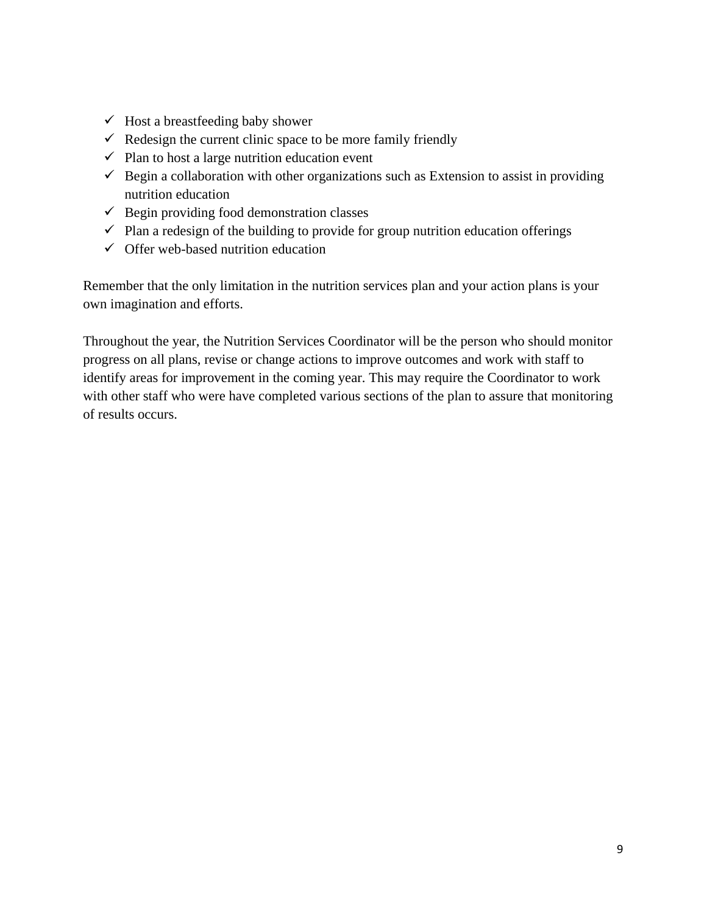- Host a breastfeeding baby shower
- Redesign the current clinic space to be more family friendly
- Plan to host a large nutrition education event
- Begin a collaboration with other organizations such as Extension to assist in providing nutrition education
- Begin providing food demonstration classes
- Plan a redesign of the building to provide for group nutrition education offerings
- Offer web-based nutrition education

Remember that the only limitation in the nutrition services plan and your action plans is your own imagination and efforts.

Throughout the year, the Nutrition Services Coordinator will be the person who should monitor progress on all plans, revise or change actions to improve outcomes and work with staff to identify areas for improvement in the coming year. This may require the Coordinator to work with other staff who were have completed various sections of the plan to assure that monitoring of results occurs.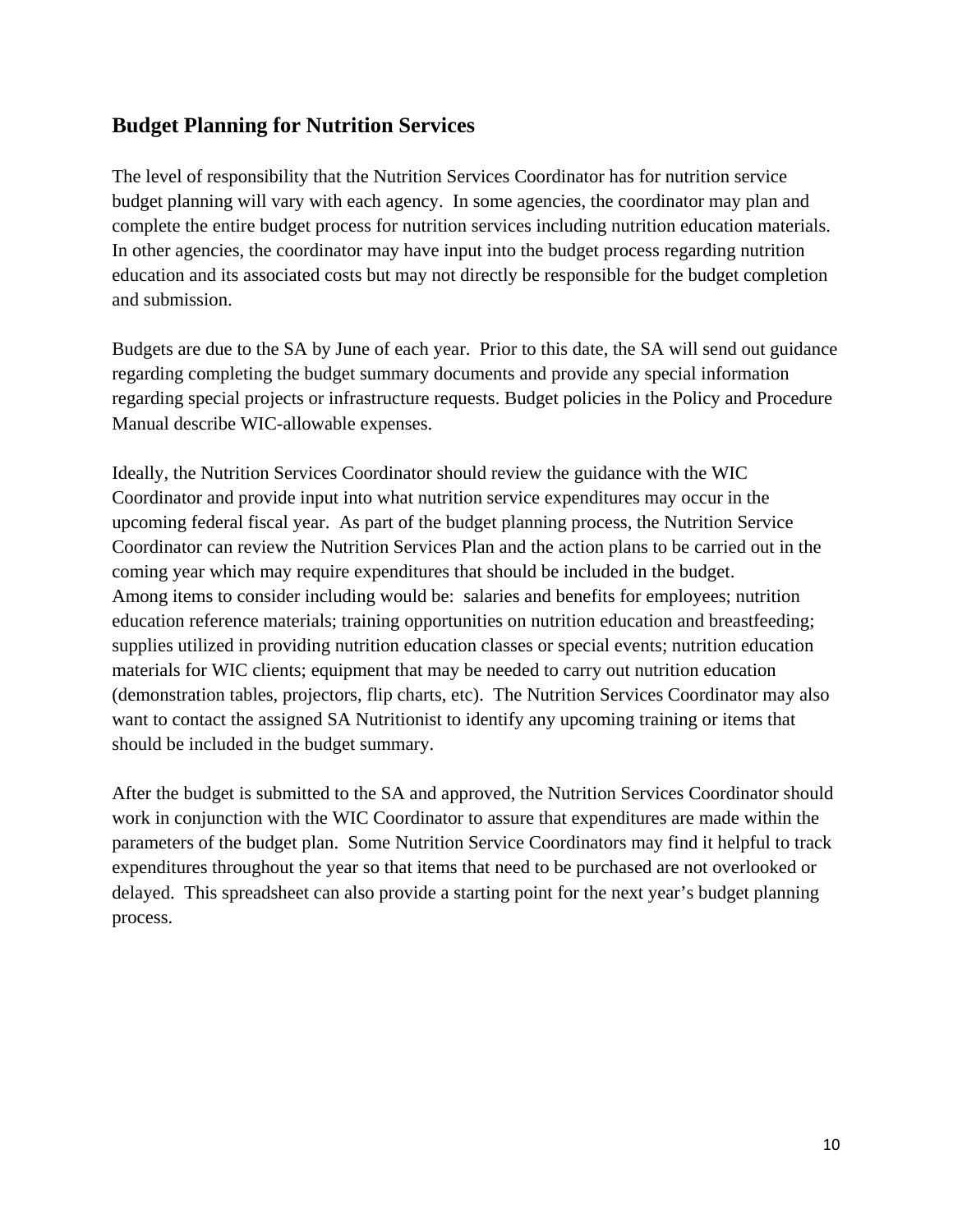## Budget Planning for Nutrition Services

The level of responsibility that the Nutrition Services Coordinator has for nutrition service budget planning will vary with each agency. In some agencies, the coordinator may plan and complete the entire budget process for nutrition services including nutrition education materials. In other agencies, the coordinator may have input into the budget process regarding nutrition education and its associated costs but may not directly be responsible for the budget completion and submission.

Budgets are due to the SA by June of each year. Prior to this date, the SA will send out guidance regarding completing the budget summary documents and provide any special information regarding special projects or infrastructure requests. Budget policies in the Policy and Procedure Manual describe WIC-allowable expenses.

Ideally, the Nutrition Services Coordinator should review the guidance with the WIC Coordinator and provide input into what nutrition service expenditures may occur in the upcoming federal fiscal year. As part of the budget planning process, the Nutrition Service Coordinator can review the Nutrition Services Plan and the action plans to be carried out in the coming year which may require expenditures that should be included in the budget. Among items to consider including would be: salaries and benefits for employees; nutrition education reference materials; training opportunities on nutrition education and breastfeeding; supplies utilized in providing nutrition education classes or special events; nutrition education materials for WIC clients; equipment that may be needed to carry out nutrition education (demonstration tables, projectors, flip charts, etc). The Nutrition Services Coordinator may also want to contact the assigned SA Nutritionist to identify any upcoming training or items that should be included in the budget summary.

After the budget is submitted to the SA and approved, the Nutrition Services Coordinator should work in conjunction with the WIC Coordinator to assure that expenditures are made within the parameters of the budget plan. Some Nutrition Service Coordinators may find it helpful to track expenditures throughout the year so that items that need to be purchased are not overlooked or delayed. This spreadsheet can also provide a starting point for the next year's budget planning process.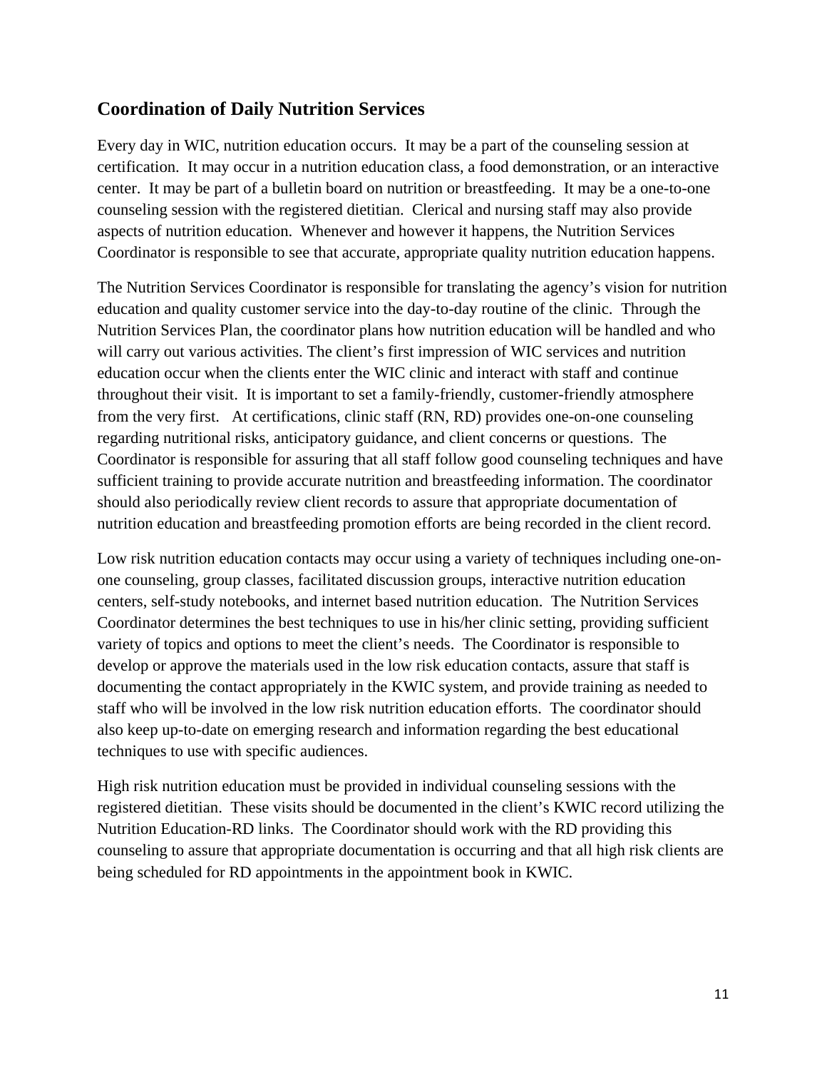## Coordination of Daily Nutrition Services

Every day in WIC, nutrition education occurs. It may be a part of the counseling session at certification. It may occur in a nutrition education class, a food demonstration, or an interactive center. It may be part of a bulletin board on nutrition or breastfeeding. It may be a one-to-one counseling session with the registered dietitian. Clerical and nursing staff may also provide aspects of nutrition education. Whenever and however it happens, the Nutrition Services Coordinator is responsible to see that accurate, appropriate quality nutrition education happens.

The Nutrition Services Coordinator is responsible for translating the agency's vision for nutrition education and quality customer service into the day-to-day routine of the clinic. Through the Nutrition Services Plan, the coordinator plans how nutrition education will be handled and who will carry out various activities. The client's first impression of WIC services and nutrition education occur when the clients enter the WIC clinic and interact with staff and continue throughout their visit. It is important to set a family-friendly, customer-friendly atmosphere from the very first. At certifications, clinic staff (RN, RD) provides one-on-one counseling regarding nutritional risks, anticipatory guidance, and client concerns or questions. The Coordinator is responsible for assuring that all staff follow good counseling techniques and have sufficient training to provide accurate nutrition and breastfeeding information. The coordinator should also periodically review client records to assure that appropriate documentation of nutrition education and breastfeeding promotion efforts are being recorded in the client record.

Low risk nutrition education contacts may occur using a variety of techniques including one-on-one counseling, group classes, facilitated discussion groups, interactive nutrition education centers, self-study notebooks, and internet based nutrition education. The Nutrition Services Coordinator determines the best techniques to use in his/her clinic setting, providing sufficient variety of topics and options to meet the client's needs. The Coordinator is responsible to develop or approve the materials used in the low risk education contacts, assure that staff is documenting the contact appropriately in the KWIC system, and provide training as needed to staff who will be involved in the low risk nutrition education efforts. The coordinator should also keep up-to-date on emerging research and information regarding the best educational techniques to use with specific audiences.

High risk nutrition education must be provided in individual counseling sessions with the registered dietitian. These visits should be documented in the client's KWIC record utilizing the Nutrition Education-RD links. The Coordinator should work with the RD providing this counseling to assure that appropriate documentation is occurring and that all high risk clients are being scheduled for RD appointments in the appointment book in KWIC.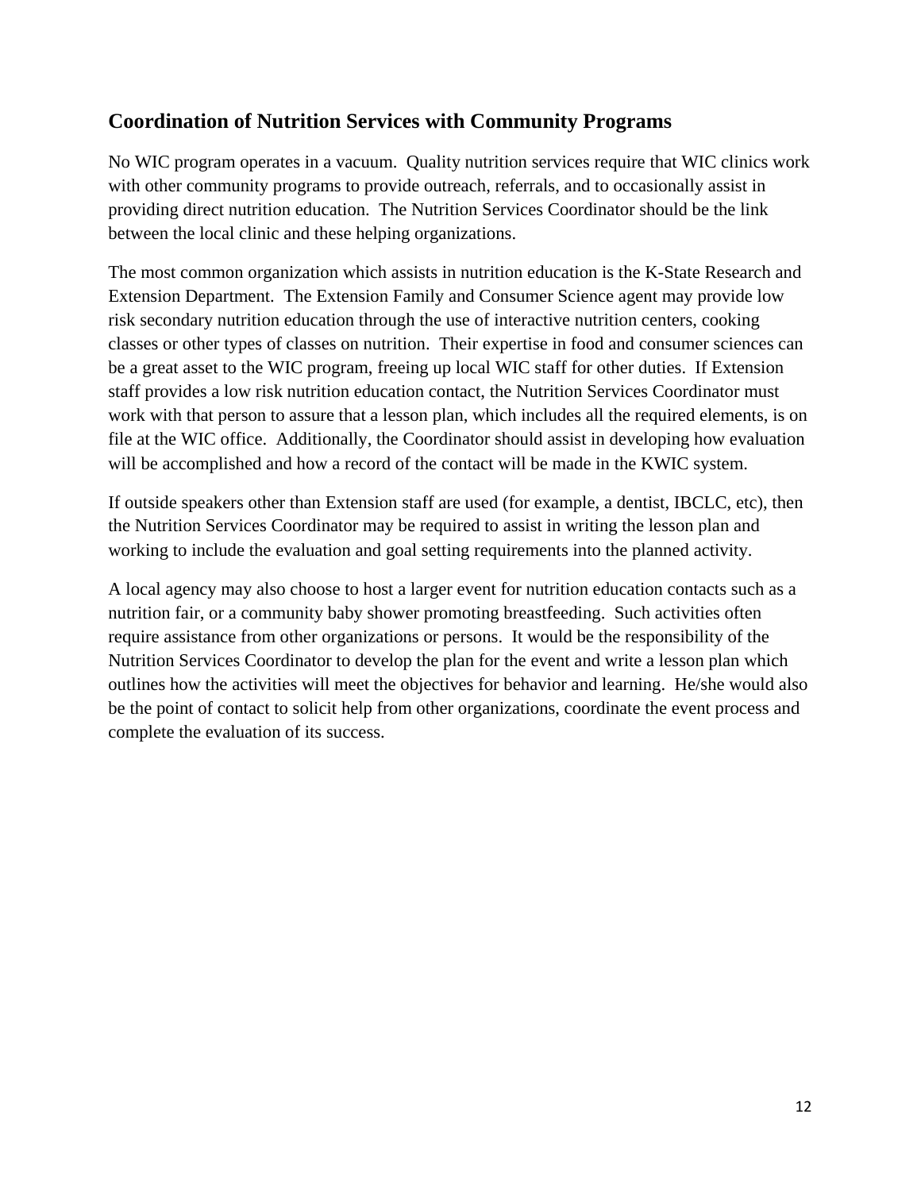## Coordination of Nutrition Services with Community Programs

No WIC program operates in a vacuum. Quality nutrition services require that WIC clinics work with other community programs to provide outreach, referrals, and to occasionally assist in providing direct nutrition education. The Nutrition Services Coordinator should be the link between the local clinic and these helping organizations.

The most common organization which assists in nutrition education is the K-State Research and Extension Department. The Extension Family and Consumer Science agent may provide low risk secondary nutrition education through the use of interactive nutrition centers, cooking classes or other types of classes on nutrition. Their expertise in food and consumer sciences can be a great asset to the WIC program, freeing up local WIC staff for other duties. If Extension staff provides a low risk nutrition education contact, the Nutrition Services Coordinator must work with that person to assure that a lesson plan, which includes all the required elements, is on file at the WIC office. Additionally, the Coordinator should assist in developing how evaluation will be accomplished and how a record of the contact will be made in the KWIC system.

If outside speakers other than Extension staff are used (for example, a dentist, IBCLC, etc), then the Nutrition Services Coordinator may be required to assist in writing the lesson plan and working to include the evaluation and goal setting requirements into the planned activity.

A local agency may also choose to host a larger event for nutrition education contacts such as a nutrition fair, or a community baby shower promoting breastfeeding. Such activities often require assistance from other organizations or persons. It would be the responsibility of the Nutrition Services Coordinator to develop the plan for the event and write a lesson plan which outlines how the activities will meet the objectives for behavior and learning. He/she would also be the point of contact to solicit help from other organizations, coordinate the event process and complete the evaluation of its success.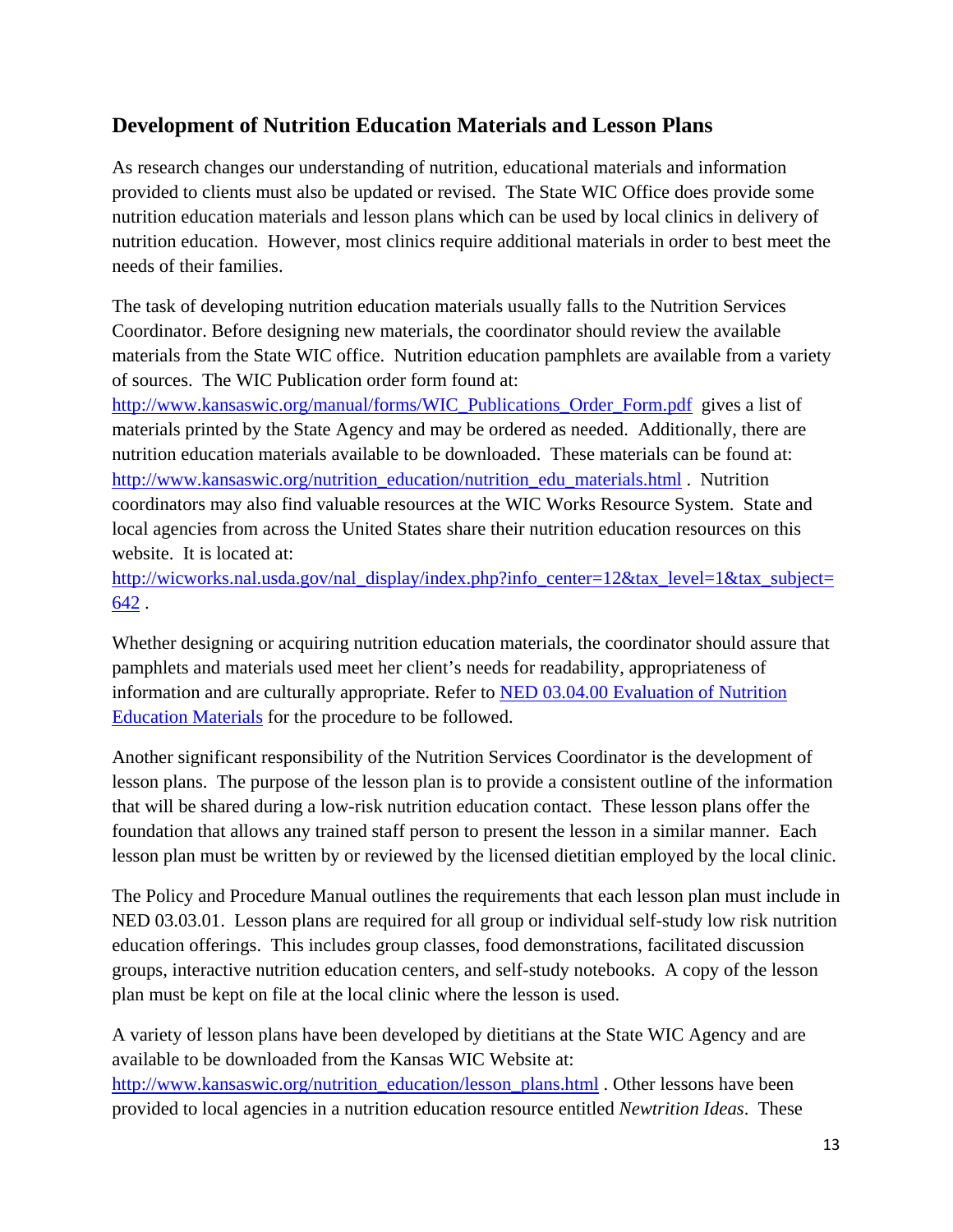## Development of Nutrition Education Materials and Lesson Plans

As research changes our understanding of nutrition, educational materials and information provided to clients must also be updated or revised. The State WIC Office does provide some nutrition education materials and lesson plans which can be used by local clinics in delivery of nutrition education. However, most clinics require additional materials in order to best meet the needs of their families.

The task of developing nutrition education materials usually falls to the Nutrition Services Coordinator. Before designing new materials, the coordinator should review the available materials from the State WIC office. Nutrition education pamphlets are available from a variety of sources. The WIC Publication order form found at: http://www.kansaswic.org/manual/forms/WIC_Publications_Order_Form.pdf gives a list of materials printed by the State Agency and may be ordered as needed. Additionally, there are nutrition education materials available to be downloaded. These materials can be found at: http://www.kansaswic.org/nutrition_education/nutrition_edu_materials.html . Nutrition coordinators may also find valuable resources at the WIC Works Resource System. State and local agencies from across the United States share their nutrition education resources on this website. It is located at: http://wicworks.nal.usda.gov/nal_display/index.php?info_center=12&tax_level=1&tax_subject=642 .

Whether designing or acquiring nutrition education materials, the coordinator should assure that pamphlets and materials used meet her client's needs for readability, appropriateness of information and are culturally appropriate. Refer to NED 03.04.00 Evaluation of Nutrition Education Materials for the procedure to be followed.

Another significant responsibility of the Nutrition Services Coordinator is the development of lesson plans. The purpose of the lesson plan is to provide a consistent outline of the information that will be shared during a low-risk nutrition education contact. These lesson plans offer the foundation that allows any trained staff person to present the lesson in a similar manner. Each lesson plan must be written by or reviewed by the licensed dietitian employed by the local clinic.

The Policy and Procedure Manual outlines the requirements that each lesson plan must include in NED 03.03.01. Lesson plans are required for all group or individual self-study low risk nutrition education offerings. This includes group classes, food demonstrations, facilitated discussion groups, interactive nutrition education centers, and self-study notebooks. A copy of the lesson plan must be kept on file at the local clinic where the lesson is used.

A variety of lesson plans have been developed by dietitians at the State WIC Agency and are available to be downloaded from the Kansas WIC Website at: http://www.kansaswic.org/nutrition_education/lesson_plans.html . Other lessons have been provided to local agencies in a nutrition education resource entitled *Newtrition Ideas*. These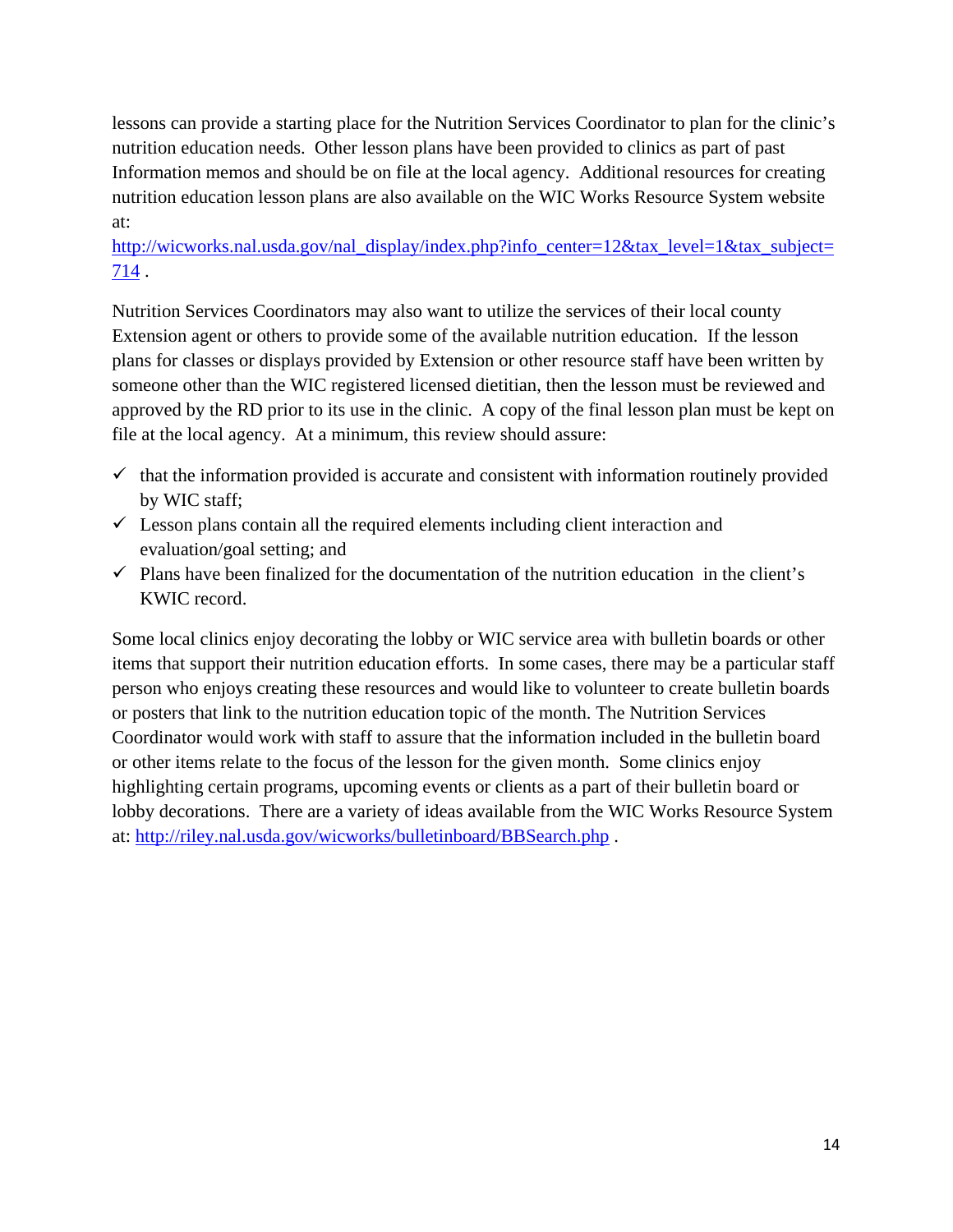lessons can provide a starting place for the Nutrition Services Coordinator to plan for the clinic's nutrition education needs. Other lesson plans have been provided to clinics as part of past Information memos and should be on file at the local agency. Additional resources for creating nutrition education lesson plans are also available on the WIC Works Resource System website at: http://wicworks.nal.usda.gov/nal_display/index.php?info_center=12&tax_level=1&tax_subject=714 .

Nutrition Services Coordinators may also want to utilize the services of their local county Extension agent or others to provide some of the available nutrition education. If the lesson plans for classes or displays provided by Extension or other resource staff have been written by someone other than the WIC registered licensed dietitian, then the lesson must be reviewed and approved by the RD prior to its use in the clinic. A copy of the final lesson plan must be kept on file at the local agency. At a minimum, this review should assure:

- ✓ that the information provided is accurate and consistent with information routinely provided by WIC staff;
- ✓ Lesson plans contain all the required elements including client interaction and evaluation/goal setting; and
- ✓ Plans have been finalized for the documentation of the nutrition education in the client's KWIC record.

Some local clinics enjoy decorating the lobby or WIC service area with bulletin boards or other items that support their nutrition education efforts. In some cases, there may be a particular staff person who enjoys creating these resources and would like to volunteer to create bulletin boards or posters that link to the nutrition education topic of the month. The Nutrition Services Coordinator would work with staff to assure that the information included in the bulletin board or other items relate to the focus of the lesson for the given month. Some clinics enjoy highlighting certain programs, upcoming events or clients as a part of their bulletin board or lobby decorations. There are a variety of ideas available from the WIC Works Resource System at: http://riley.nal.usda.gov/wicworks/bulletinboard/BBSearch.php .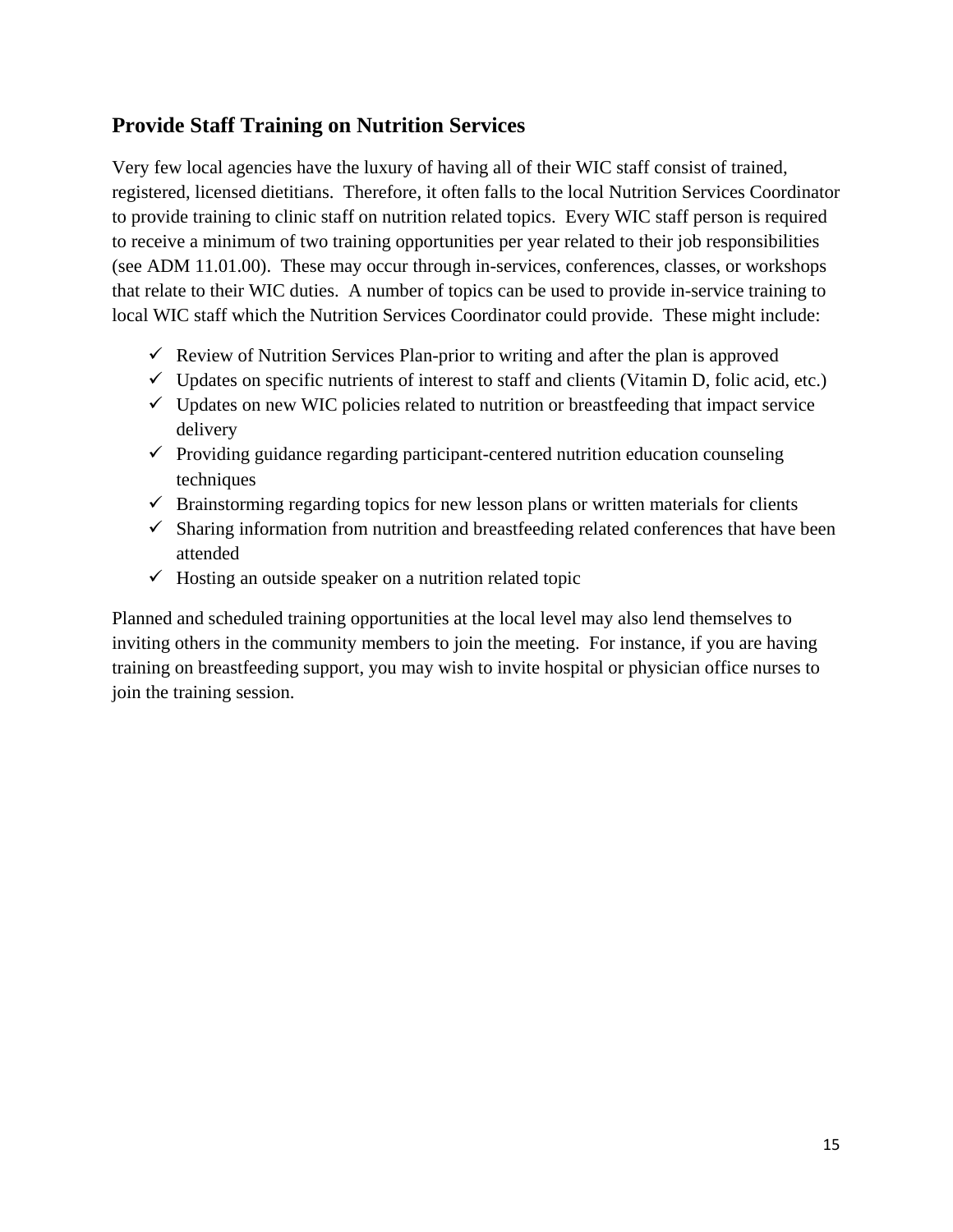## Provide Staff Training on Nutrition Services

Very few local agencies have the luxury of having all of their WIC staff consist of trained, registered, licensed dietitians. Therefore, it often falls to the local Nutrition Services Coordinator to provide training to clinic staff on nutrition related topics. Every WIC staff person is required to receive a minimum of two training opportunities per year related to their job responsibilities (see ADM 11.01.00). These may occur through in-services, conferences, classes, or workshops that relate to their WIC duties. A number of topics can be used to provide in-service training to local WIC staff which the Nutrition Services Coordinator could provide. These might include:

- ✓ Review of Nutrition Services Plan-prior to writing and after the plan is approved
- ✓ Updates on specific nutrients of interest to staff and clients (Vitamin D, folic acid, etc.)
- ✓ Updates on new WIC policies related to nutrition or breastfeeding that impact service delivery
- ✓ Providing guidance regarding participant-centered nutrition education counseling techniques
- ✓ Brainstorming regarding topics for new lesson plans or written materials for clients
- ✓ Sharing information from nutrition and breastfeeding related conferences that have been attended
- ✓ Hosting an outside speaker on a nutrition related topic

Planned and scheduled training opportunities at the local level may also lend themselves to inviting others in the community members to join the meeting. For instance, if you are having training on breastfeeding support, you may wish to invite hospital or physician office nurses to join the training session.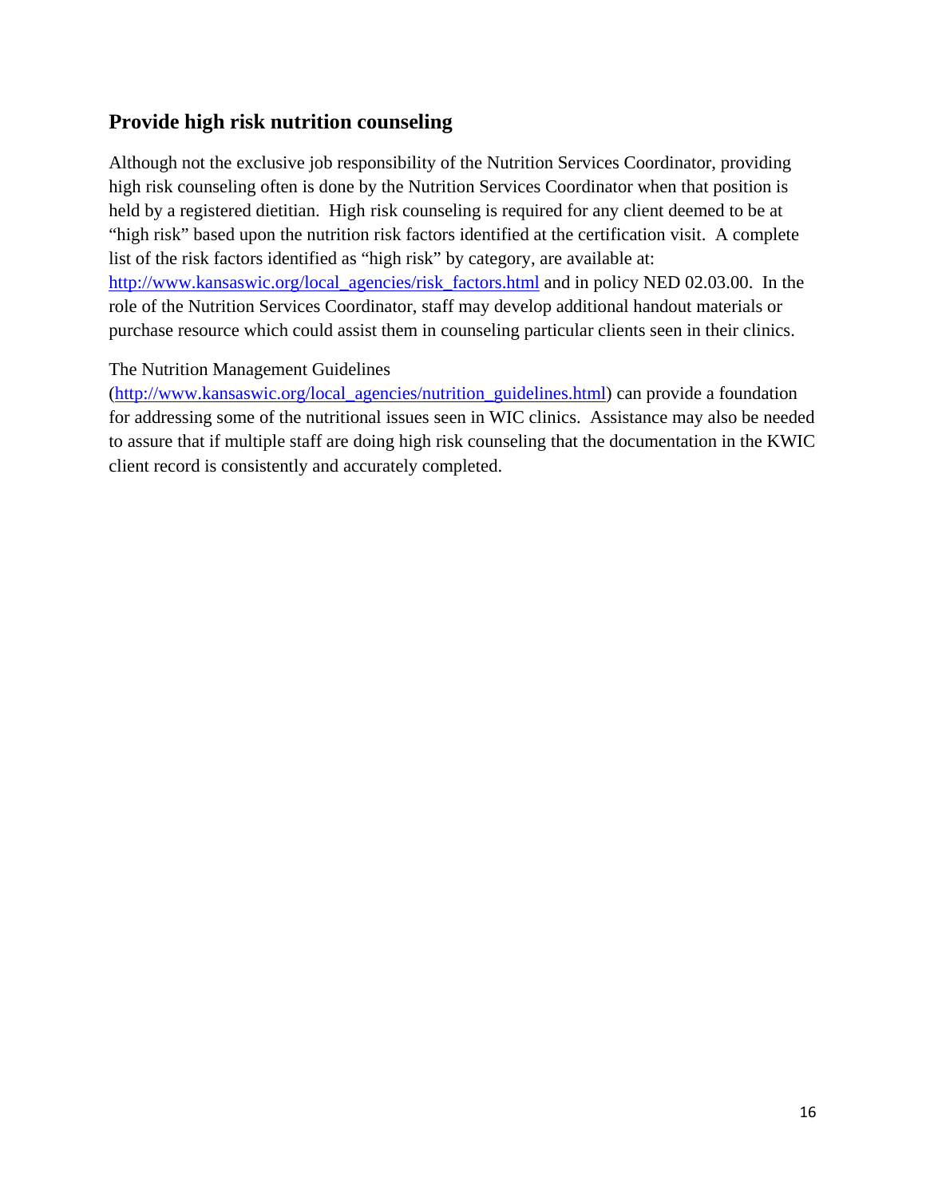## Provide high risk nutrition counseling

Although not the exclusive job responsibility of the Nutrition Services Coordinator, providing high risk counseling often is done by the Nutrition Services Coordinator when that position is held by a registered dietitian. High risk counseling is required for any client deemed to be at "high risk" based upon the nutrition risk factors identified at the certification visit. A complete list of the risk factors identified as "high risk" by category, are available at: http://www.kansaswic.org/local_agencies/risk_factors.html and in policy NED 02.03.00. In the role of the Nutrition Services Coordinator, staff may develop additional handout materials or purchase resource which could assist them in counseling particular clients seen in their clinics.

The Nutrition Management Guidelines (http://www.kansaswic.org/local_agencies/nutrition_guidelines.html) can provide a foundation for addressing some of the nutritional issues seen in WIC clinics. Assistance may also be needed to assure that if multiple staff are doing high risk counseling that the documentation in the KWIC client record is consistently and accurately completed.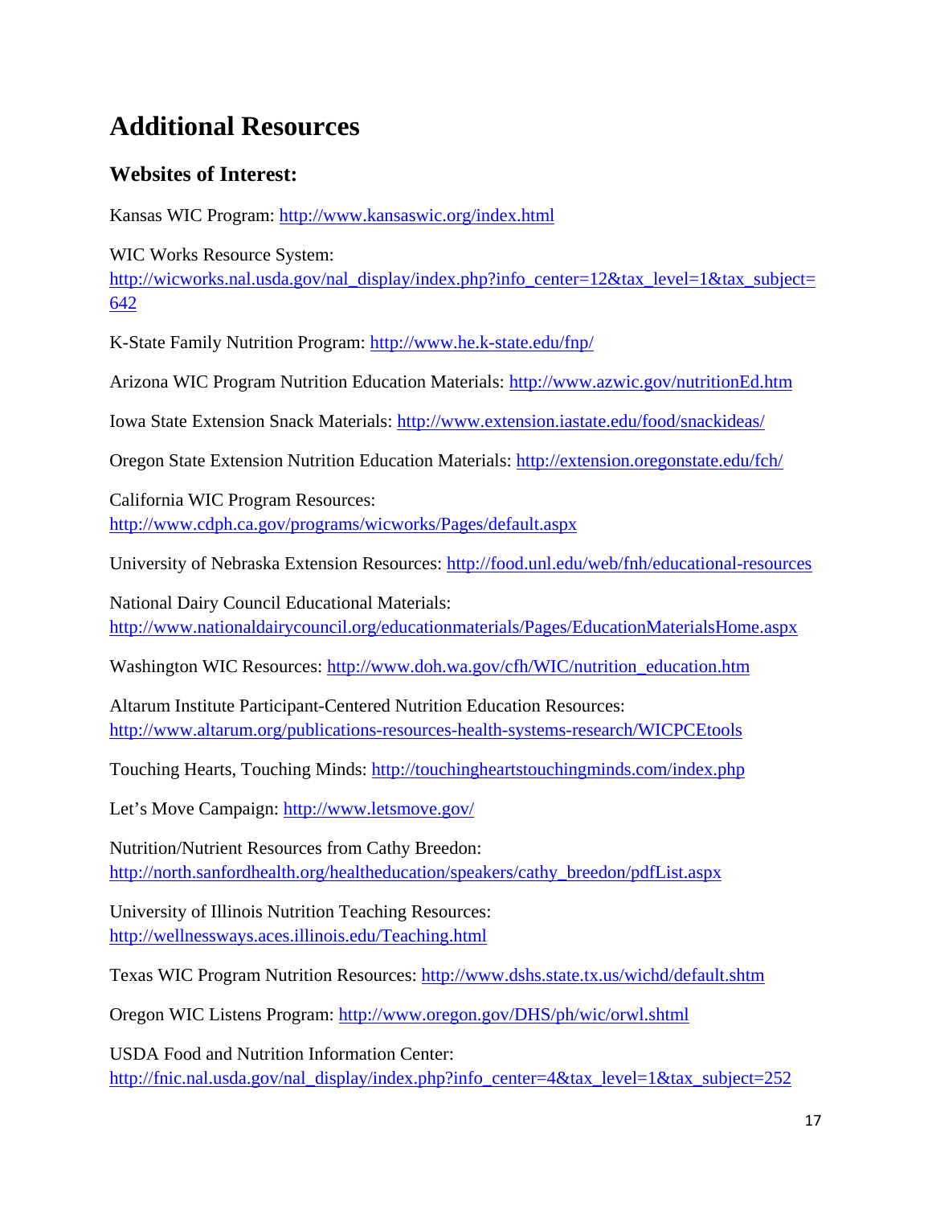# Additional Resources

## Websites of Interest:

Kansas WIC Program: http://www.kansaswic.org/index.html

WIC Works Resource System: http://wicworks.nal.usda.gov/nal_display/index.php?info_center=12&tax_level=1&tax_subject=642

K-State Family Nutrition Program: http://www.he.k-state.edu/fnp/

Arizona WIC Program Nutrition Education Materials: http://www.azwic.gov/nutritionEd.htm

Iowa State Extension Snack Materials: http://www.extension.iastate.edu/food/snackideas/

Oregon State Extension Nutrition Education Materials: http://extension.oregonstate.edu/fch/

California WIC Program Resources: http://www.cdph.ca.gov/programs/wicworks/Pages/default.aspx

University of Nebraska Extension Resources: http://food.unl.edu/web/fnh/educational-resources

National Dairy Council Educational Materials: http://www.nationaldairycouncil.org/educationmaterials/Pages/EducationMaterialsHome.aspx

Washington WIC Resources: http://www.doh.wa.gov/cfh/WIC/nutrition_education.htm

Altarum Institute Participant-Centered Nutrition Education Resources: http://www.altarum.org/publications-resources-health-systems-research/WICPCEtools

Touching Hearts, Touching Minds: http://touchingheartstouchingminds.com/index.php

Let's Move Campaign: http://www.letsmove.gov/

Nutrition/Nutrient Resources from Cathy Breedon: http://north.sanfordhealth.org/healtheducation/speakers/cathy_breedon/pdfList.aspx

University of Illinois Nutrition Teaching Resources: http://wellnessways.aces.illinois.edu/Teaching.html

Texas WIC Program Nutrition Resources: http://www.dshs.state.tx.us/wichd/default.shtm

Oregon WIC Listens Program: http://www.oregon.gov/DHS/ph/wic/orwl.shtml

USDA Food and Nutrition Information Center: http://fnic.nal.usda.gov/nal_display/index.php?info_center=4&tax_level=1&tax_subject=252